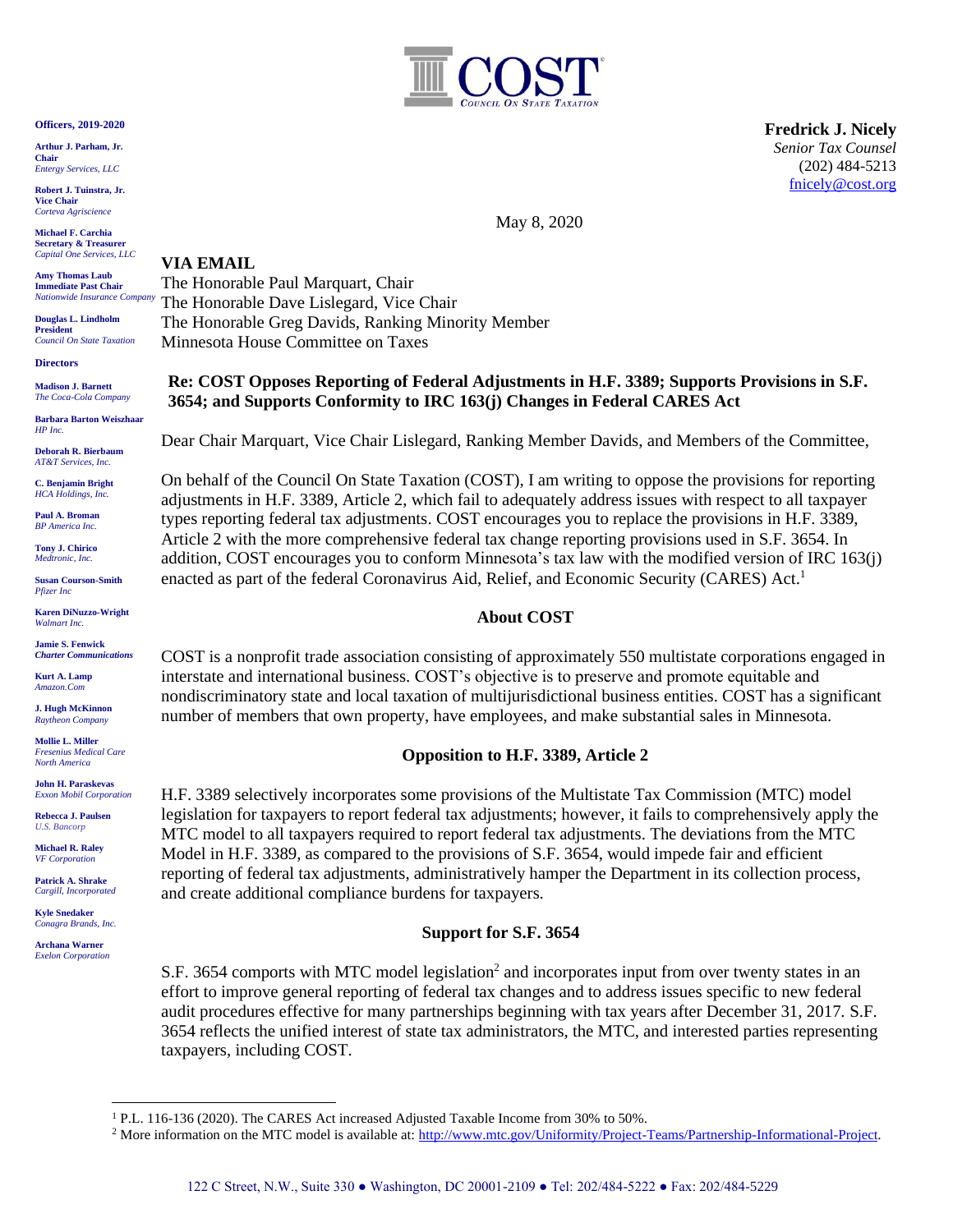# COST
*Council On State Taxation*

**Officers, 2019-2020**

**Arthur J. Parham, Jr.**
**Chair**
*Entergy Services, LLC*

**Robert J. Tuinstra, Jr.**
**Vice Chair**
*Corteva Agriscience*

**Michael F. Carchia**
**Secretary & Treasurer**
*Capital One Services, LLC*

**Amy Thomas Laub**
**Immediate Past Chair**
*Nationwide Insurance Company*

**Douglas L. Lindholm**
**President**
*Council On State Taxation*

**Directors**

**Madison J. Barnett**
*The Coca-Cola Company*

**Barbara Barton Weiszhaar**
*HP Inc.*

**Deborah R. Bierbaum**
*AT&T Services, Inc.*

**C. Benjamin Bright**
*HCA Holdings, Inc.*

**Paul A. Broman**
*BP America Inc.*

**Tony J. Chirico**
*Medtronic, Inc.*

**Susan Courson-Smith**
*Pfizer Inc*

**Karen DiNuzzo-Wright**
*Walmart Inc.*

**Jamie S. Fenwick**
*Charter Communications*

**Kurt A. Lamp**
*Amazon.Com*

**J. Hugh McKinnon**
*Raytheon Company*

**Mollie L. Miller**
*Fresenius Medical Care North America*

**John H. Paraskevas**
*Exxon Mobil Corporation*

**Rebecca J. Paulsen**
*U.S. Bancorp*

**Michael R. Raley**
*VF Corporation*

**Patrick A. Shrake**
*Cargill, Incorporated*

**Kyle Snedaker**
*Conagra Brands, Inc.*

**Archana Warner**
*Exelon Corporation*

**Fredrick J. Nicely**
*Senior Tax Counsel*
(202) 484-5213
fnicely@cost.org

May 8, 2020

**VIA EMAIL**
The Honorable Paul Marquart, Chair
The Honorable Dave Lislegard, Vice Chair
The Honorable Greg Davids, Ranking Minority Member
Minnesota House Committee on Taxes

**Re: COST Opposes Reporting of Federal Adjustments in H.F. 3389; Supports Provisions in S.F. 3654; and Supports Conformity to IRC 163(j) Changes in Federal CARES Act**

Dear Chair Marquart, Vice Chair Lislegard, Ranking Member Davids, and Members of the Committee,

On behalf of the Council On State Taxation (COST), I am writing to oppose the provisions for reporting adjustments in H.F. 3389, Article 2, which fail to adequately address issues with respect to all taxpayer types reporting federal tax adjustments. COST encourages you to replace the provisions in H.F. 3389, Article 2 with the more comprehensive federal tax change reporting provisions used in S.F. 3654. In addition, COST encourages you to conform Minnesota's tax law with the modified version of IRC 163(j) enacted as part of the federal Coronavirus Aid, Relief, and Economic Security (CARES) Act.[1]

## About COST

COST is a nonprofit trade association consisting of approximately 550 multistate corporations engaged in interstate and international business. COST's objective is to preserve and promote equitable and nondiscriminatory state and local taxation of multijurisdictional business entities. COST has a significant number of members that own property, have employees, and make substantial sales in Minnesota.

## Opposition to H.F. 3389, Article 2

H.F. 3389 selectively incorporates some provisions of the Multistate Tax Commission (MTC) model legislation for taxpayers to report federal tax adjustments; however, it fails to comprehensively apply the MTC model to all taxpayers required to report federal tax adjustments. The deviations from the MTC Model in H.F. 3389, as compared to the provisions of S.F. 3654, would impede fair and efficient reporting of federal tax adjustments, administratively hamper the Department in its collection process, and create additional compliance burdens for taxpayers.

## Support for S.F. 3654

S.F. 3654 comports with MTC model legislation[2] and incorporates input from over twenty states in an effort to improve general reporting of federal tax changes and to address issues specific to new federal audit procedures effective for many partnerships beginning with tax years after December 31, 2017. S.F. 3654 reflects the unified interest of state tax administrators, the MTC, and interested parties representing taxpayers, including COST.

---

[1] P.L. 116-136 (2020). The CARES Act increased Adjusted Taxable Income from 30% to 50%.

[2] More information on the MTC model is available at: http://www.mtc.gov/Uniformity/Project-Teams/Partnership-Informational-Project.

122 C Street, N.W., Suite 330 ● Washington, DC 20001-2109 ● Tel: 202/484-5222 ● Fax: 202/484-5229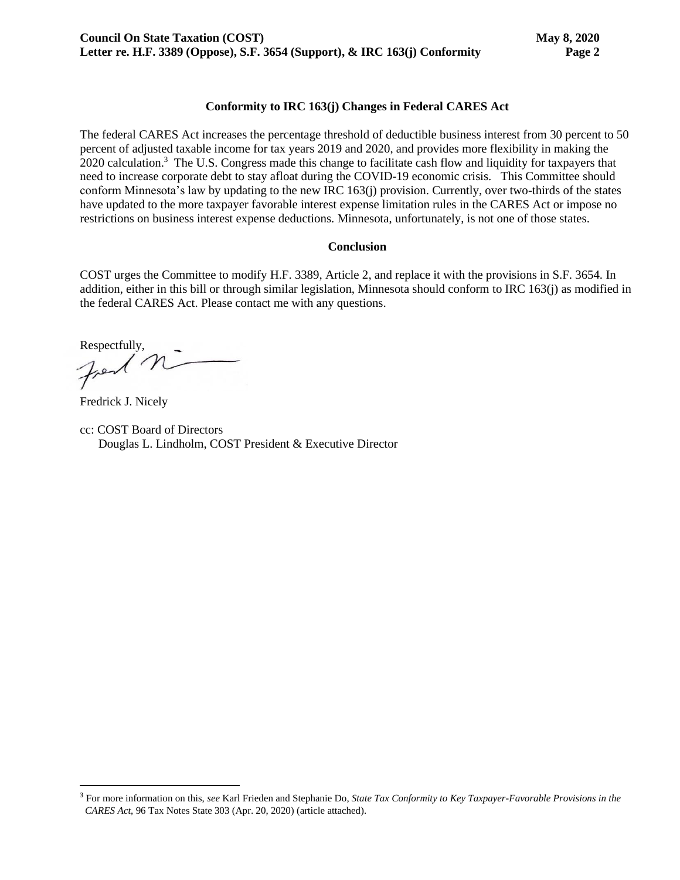## Conformity to IRC 163(j) Changes in Federal CARES Act

The federal CARES Act increases the percentage threshold of deductible business interest from 30 percent to 50 percent of adjusted taxable income for tax years 2019 and 2020, and provides more flexibility in making the 2020 calculation.[3] The U.S. Congress made this change to facilitate cash flow and liquidity for taxpayers that need to increase corporate debt to stay afloat during the COVID-19 economic crisis. This Committee should conform Minnesota's law by updating to the new IRC 163(j) provision. Currently, over two-thirds of the states have updated to the more taxpayer favorable interest expense limitation rules in the CARES Act or impose no restrictions on business interest expense deductions. Minnesota, unfortunately, is not one of those states.

## Conclusion

COST urges the Committee to modify H.F. 3389, Article 2, and replace it with the provisions in S.F. 3654. In addition, either in this bill or through similar legislation, Minnesota should conform to IRC 163(j) as modified in the federal CARES Act. Please contact me with any questions.

Respectfully,

Fredrick J. Nicely

cc: COST Board of Directors
Douglas L. Lindholm, COST President & Executive Director

---

[3] For more information on this, *see* Karl Frieden and Stephanie Do, *State Tax Conformity to Key Taxpayer-Favorable Provisions in the CARES Act*, 96 Tax Notes State 303 (Apr. 20, 2020) (article attached).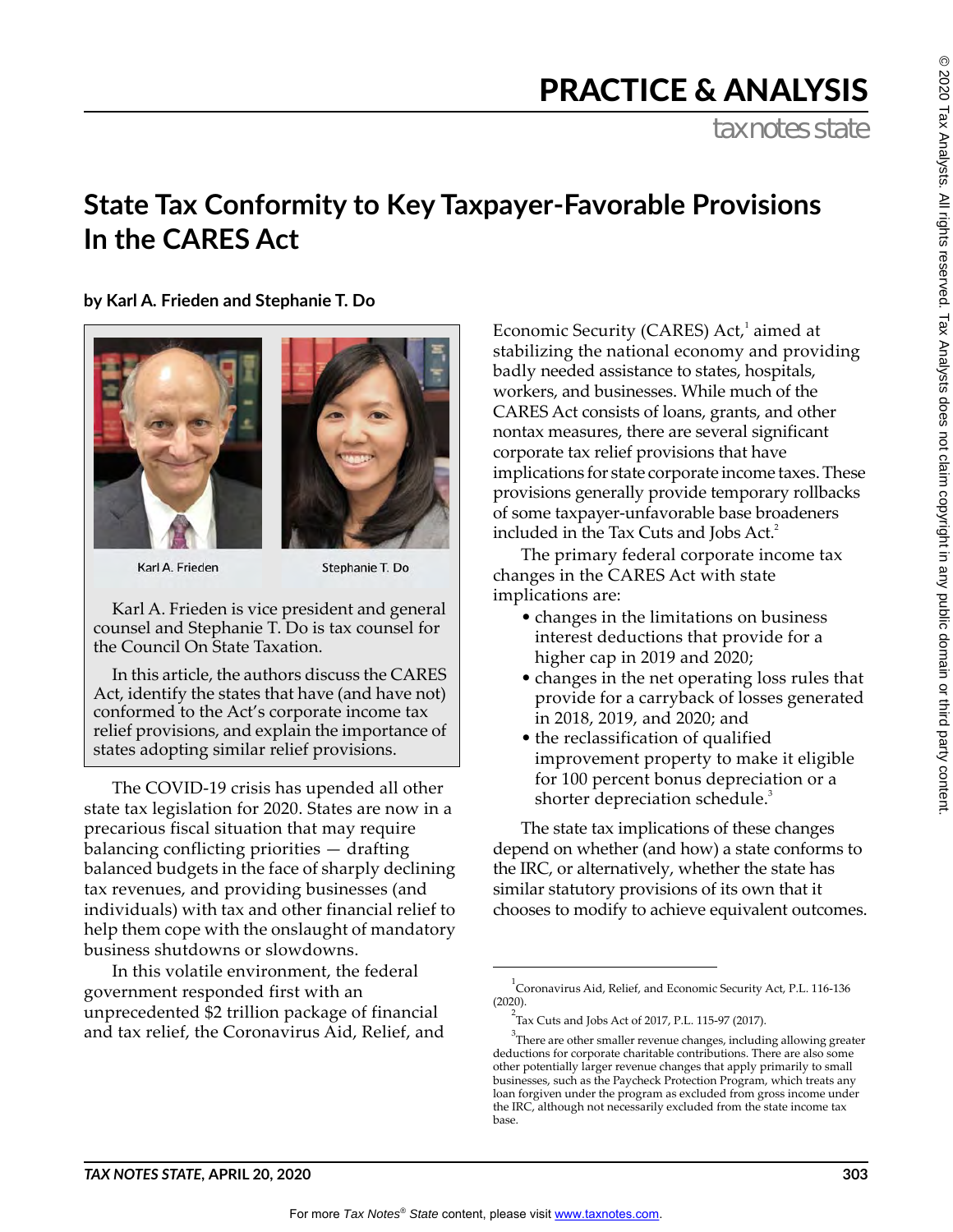# State Tax Conformity to Key Taxpayer-Favorable Provisions In the CARES Act

**by Karl A. Frieden and Stephanie T. Do**

Karl A. Frieden

Stephanie T. Do

Karl A. Frieden is vice president and general counsel and Stephanie T. Do is tax counsel for the Council On State Taxation.

In this article, the authors discuss the CARES Act, identify the states that have (and have not) conformed to the Act's corporate income tax relief provisions, and explain the importance of states adopting similar relief provisions.

The COVID-19 crisis has upended all other state tax legislation for 2020. States are now in a precarious fiscal situation that may require balancing conflicting priorities — drafting balanced budgets in the face of sharply declining tax revenues, and providing businesses (and individuals) with tax and other financial relief to help them cope with the onslaught of mandatory business shutdowns or slowdowns.

In this volatile environment, the federal government responded first with an unprecedented $2 trillion package of financial and tax relief, the Coronavirus Aid, Relief, and Economic Security (CARES) Act,[1] aimed at stabilizing the national economy and providing badly needed assistance to states, hospitals, workers, and businesses. While much of the CARES Act consists of loans, grants, and other nontax measures, there are several significant corporate tax relief provisions that have implications for state corporate income taxes. These provisions generally provide temporary rollbacks of some taxpayer-unfavorable base broadeners included in the Tax Cuts and Jobs Act.[2]

The primary federal corporate income tax changes in the CARES Act with state implications are:

- changes in the limitations on business interest deductions that provide for a higher cap in 2019 and 2020;
- changes in the net operating loss rules that provide for a carryback of losses generated in 2018, 2019, and 2020; and
- the reclassification of qualified improvement property to make it eligible for 100 percent bonus depreciation or a shorter depreciation schedule.[3]

The state tax implications of these changes depend on whether (and how) a state conforms to the IRC, or alternatively, whether the state has similar statutory provisions of its own that it chooses to modify to achieve equivalent outcomes.

---

[1] Coronavirus Aid, Relief, and Economic Security Act, P.L. 116-136 (2020).

[2] Tax Cuts and Jobs Act of 2017, P.L. 115-97 (2017).

[3] There are other smaller revenue changes, including allowing greater deductions for corporate charitable contributions. There are also some other potentially larger revenue changes that apply primarily to small businesses, such as the Paycheck Protection Program, which treats any loan forgiven under the program as excluded from gross income under the IRC, although not necessarily excluded from the state income tax base.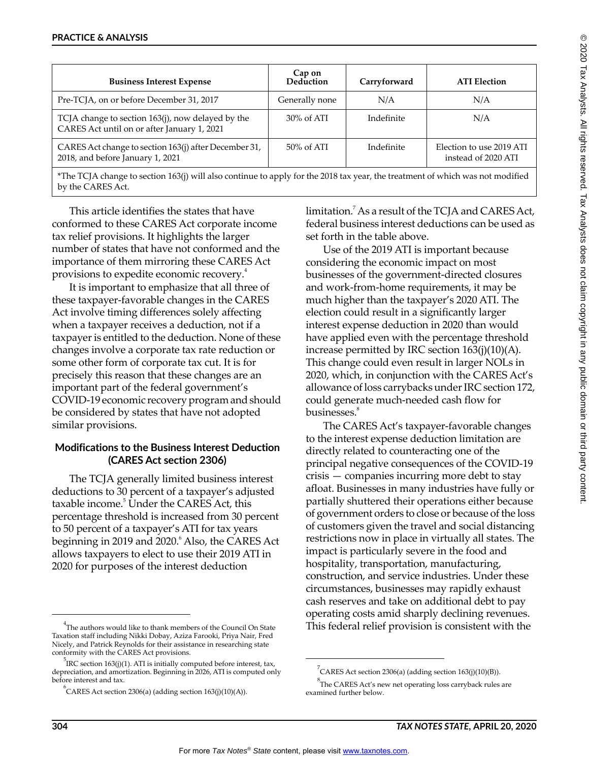| Business Interest Expense | Cap on Deduction | Carryforward | ATI Election |
|---|---|---|---|
| Pre-TCJA, on or before December 31, 2017 | Generally none | N/A | N/A |
| TCJA change to section 163(j), now delayed by the CARES Act until on or after January 1, 2021 | 30% of ATI | Indefinite | N/A |
| CARES Act change to section 163(j) after December 31, 2018, and before January 1, 2021 | 50% of ATI | Indefinite | Election to use 2019 ATI instead of 2020 ATI |

*The TCJA change to section 163(j) will also continue to apply for the 2018 tax year, the treatment of which was not modified by the CARES Act.

This article identifies the states that have conformed to these CARES Act corporate income tax relief provisions. It highlights the larger number of states that have not conformed and the importance of them mirroring these CARES Act provisions to expedite economic recovery.[4]

It is important to emphasize that all three of these taxpayer-favorable changes in the CARES Act involve timing differences solely affecting when a taxpayer receives a deduction, not if a taxpayer is entitled to the deduction. None of these changes involve a corporate tax rate reduction or some other form of corporate tax cut. It is for precisely this reason that these changes are an important part of the federal government's COVID-19 economic recovery program and should be considered by states that have not adopted similar provisions.

## Modifications to the Business Interest Deduction (CARES Act section 2306)

The TCJA generally limited business interest deductions to 30 percent of a taxpayer's adjusted taxable income.[5] Under the CARES Act, this percentage threshold is increased from 30 percent to 50 percent of a taxpayer's ATI for tax years beginning in 2019 and 2020.[6] Also, the CARES Act allows taxpayers to elect to use their 2019 ATI in 2020 for purposes of the interest deduction limitation.[7] As a result of the TCJA and CARES Act, federal business interest deductions can be used as set forth in the table above.

Use of the 2019 ATI is important because considering the economic impact on most businesses of the government-directed closures and work-from-home requirements, it may be much higher than the taxpayer's 2020 ATI. The election could result in a significantly larger interest expense deduction in 2020 than would have applied even with the percentage threshold increase permitted by IRC section 163(j)(10)(A). This change could even result in larger NOLs in 2020, which, in conjunction with the CARES Act's allowance of loss carrybacks under IRC section 172, could generate much-needed cash flow for businesses.[8]

The CARES Act's taxpayer-favorable changes to the interest expense deduction limitation are directly related to counteracting one of the principal negative consequences of the COVID-19 crisis — companies incurring more debt to stay afloat. Businesses in many industries have fully or partially shuttered their operations either because of government orders to close or because of the loss of customers given the travel and social distancing restrictions now in place in virtually all states. The impact is particularly severe in the food and hospitality, transportation, manufacturing, construction, and service industries. Under these circumstances, businesses may rapidly exhaust cash reserves and take on additional debt to pay operating costs amid sharply declining revenues. This federal relief provision is consistent with the

---

[4] The authors would like to thank members of the Council On State Taxation staff including Nikki Dobay, Aziza Farooki, Priya Nair, Fred Nicely, and Patrick Reynolds for their assistance in researching state conformity with the CARES Act provisions.

[5] IRC section 163(j)(1). ATI is initially computed before interest, tax, depreciation, and amortization. Beginning in 2026, ATI is computed only before interest and tax.

[6] CARES Act section 2306(a) (adding section 163(j)(10)(A)).

[7] CARES Act section 2306(a) (adding section 163(j)(10)(B)).

[8] The CARES Act's new net operating loss carryback rules are examined further below.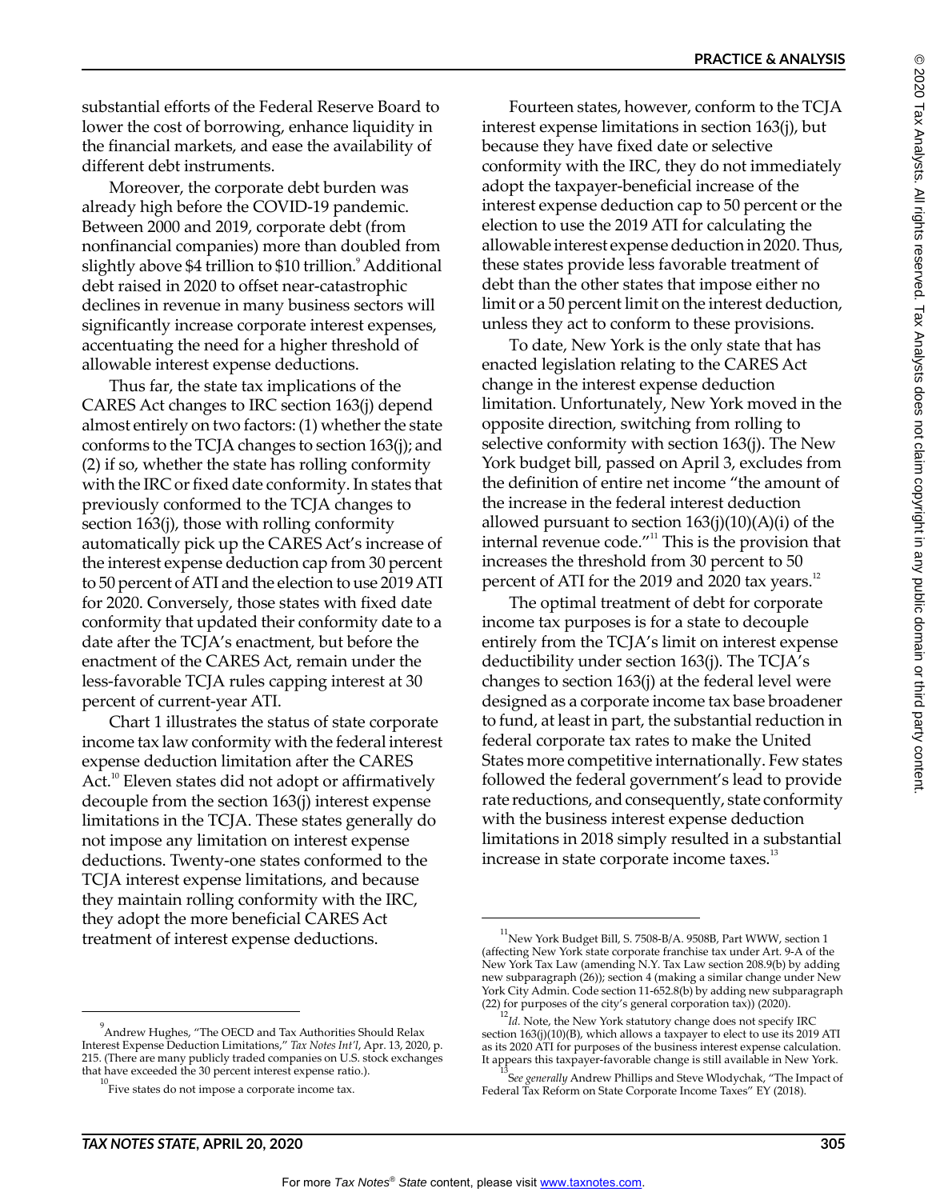substantial efforts of the Federal Reserve Board to lower the cost of borrowing, enhance liquidity in the financial markets, and ease the availability of different debt instruments.

Moreover, the corporate debt burden was already high before the COVID-19 pandemic. Between 2000 and 2019, corporate debt (from nonfinancial companies) more than doubled from slightly above $4 trillion to $10 trillion.[9] Additional debt raised in 2020 to offset near-catastrophic declines in revenue in many business sectors will significantly increase corporate interest expenses, accentuating the need for a higher threshold of allowable interest expense deductions.

Thus far, the state tax implications of the CARES Act changes to IRC section 163(j) depend almost entirely on two factors: (1) whether the state conforms to the TCJA changes to section 163(j); and (2) if so, whether the state has rolling conformity with the IRC or fixed date conformity. In states that previously conformed to the TCJA changes to section 163(j), those with rolling conformity automatically pick up the CARES Act's increase of the interest expense deduction cap from 30 percent to 50 percent of ATI and the election to use 2019 ATI for 2020. Conversely, those states with fixed date conformity that updated their conformity date to a date after the TCJA's enactment, but before the enactment of the CARES Act, remain under the less-favorable TCJA rules capping interest at 30 percent of current-year ATI.

Chart 1 illustrates the status of state corporate income tax law conformity with the federal interest expense deduction limitation after the CARES Act.[10] Eleven states did not adopt or affirmatively decouple from the section 163(j) interest expense limitations in the TCJA. These states generally do not impose any limitation on interest expense deductions. Twenty-one states conformed to the TCJA interest expense limitations, and because they maintain rolling conformity with the IRC, they adopt the more beneficial CARES Act treatment of interest expense deductions.

Fourteen states, however, conform to the TCJA interest expense limitations in section 163(j), but because they have fixed date or selective conformity with the IRC, they do not immediately adopt the taxpayer-beneficial increase of the interest expense deduction cap to 50 percent or the election to use the 2019 ATI for calculating the allowable interest expense deduction in 2020. Thus, these states provide less favorable treatment of debt than the other states that impose either no limit or a 50 percent limit on the interest deduction, unless they act to conform to these provisions.

To date, New York is the only state that has enacted legislation relating to the CARES Act change in the interest expense deduction limitation. Unfortunately, New York moved in the opposite direction, switching from rolling to selective conformity with section 163(j). The New York budget bill, passed on April 3, excludes from the definition of entire net income "the amount of the increase in the federal interest deduction allowed pursuant to section 163(j)(10)(A)(i) of the internal revenue code."[11] This is the provision that increases the threshold from 30 percent to 50 percent of ATI for the 2019 and 2020 tax years.[12]

The optimal treatment of debt for corporate income tax purposes is for a state to decouple entirely from the TCJA's limit on interest expense deductibility under section 163(j). The TCJA's changes to section 163(j) at the federal level were designed as a corporate income tax base broadener to fund, at least in part, the substantial reduction in federal corporate tax rates to make the United States more competitive internationally. Few states followed the federal government's lead to provide rate reductions, and consequently, state conformity with the business interest expense deduction limitations in 2018 simply resulted in a substantial increase in state corporate income taxes.[13]

---

[9] Andrew Hughes, "The OECD and Tax Authorities Should Relax Interest Expense Deduction Limitations," *Tax Notes Int'l*, Apr. 13, 2020, p. 215. (There are many publicly traded companies on U.S. stock exchanges that have exceeded the 30 percent interest expense ratio.).

[10] Five states do not impose a corporate income tax.

[11] New York Budget Bill, S. 7508-B/A. 9508B, Part WWW, section 1 (affecting New York state corporate franchise tax under Art. 9-A of the New York Tax Law (amending N.Y. Tax Law section 208.9(b) by adding new subparagraph (26)); section 4 (making a similar change under New York City Admin. Code section 11-652.8(b) by adding new subparagraph (22) for purposes of the city's general corporation tax)) (2020).

[12] *Id.* Note, the New York statutory change does not specify IRC section 163(j)(10)(B), which allows a taxpayer to elect to use its 2019 ATI as its 2020 ATI for purposes of the business interest expense calculation. It appears this taxpayer-favorable change is still available in New York.

[13] *See generally* Andrew Phillips and Steve Wlodychak, "The Impact of Federal Tax Reform on State Corporate Income Taxes" EY (2018).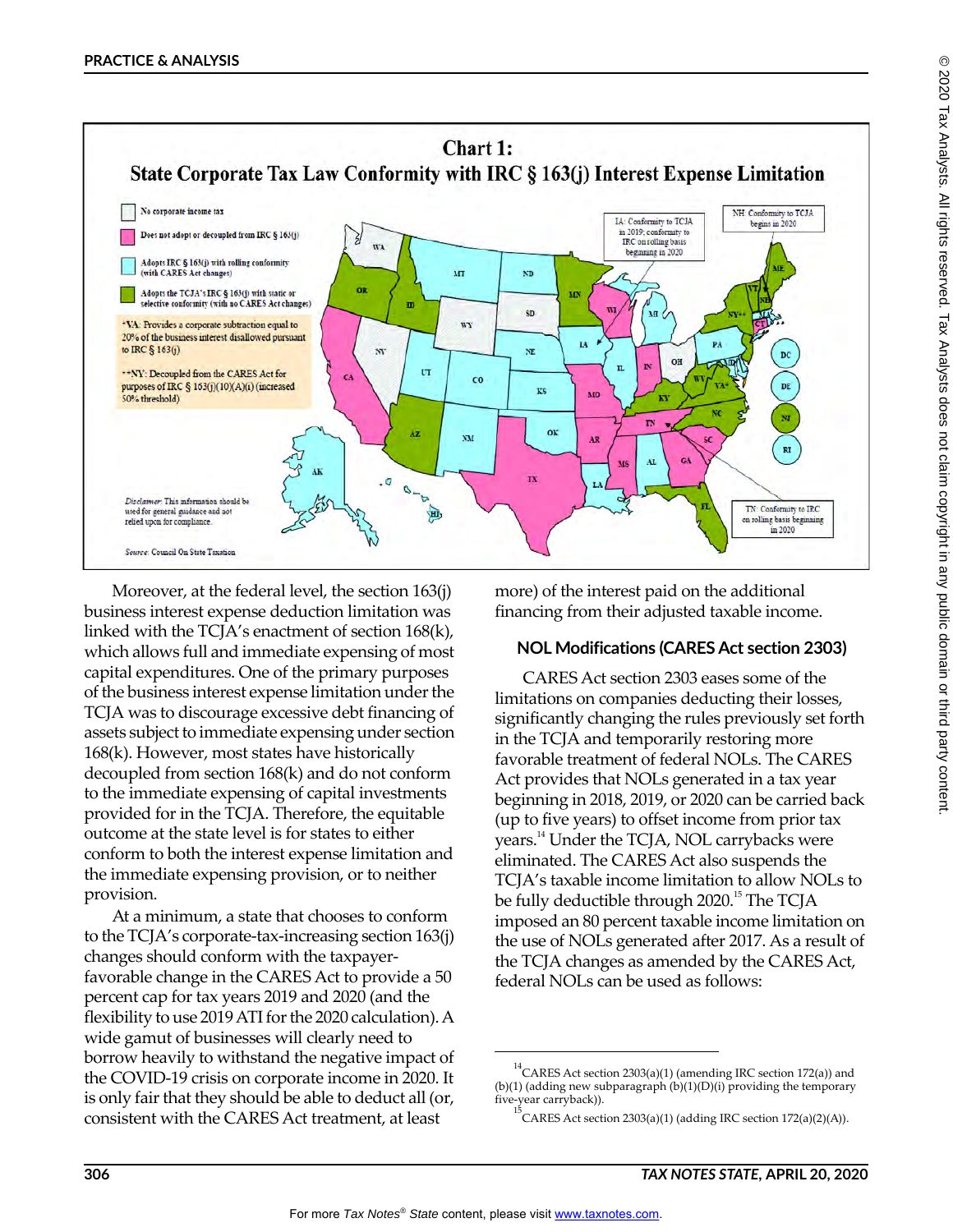**Chart 1: State Corporate Tax Law Conformity with IRC § 163(j) Interest Expense Limitation**

- No corporate income tax
- Does not adopt or decoupled from IRC § 163(j)
- Adopts IRC § 163(j) with rolling conformity (with CARES Act changes)
- Adopts the TCJA's IRC § 163(j) with static or selective conformity (with no CARES Act changes)

*VA: Provides a corporate subtraction equal to 20% of the business interest disallowed pursuant to IRC § 163(j)

**NY: Decoupled from the CARES Act for purposes of IRC § 163(j)(10)(A)(i) (increased 50% threshold)

IA: Conformity to TCJA in 2019; conformity to IRC on rolling basis beginning in 2020

NH: Conformity to TCJA begins in 2020

TN: Conformity to IRC on rolling basis beginning in 2020

*Disclaimer:* This information should be used for general guidance and not relied upon for compliance.

*Source:* Council On State Taxation

Moreover, at the federal level, the section 163(j) business interest expense deduction limitation was linked with the TCJA's enactment of section 168(k), which allows full and immediate expensing of most capital expenditures. One of the primary purposes of the business interest expense limitation under the TCJA was to discourage excessive debt financing of assets subject to immediate expensing under section 168(k). However, most states have historically decoupled from section 168(k) and do not conform to the immediate expensing of capital investments provided for in the TCJA. Therefore, the equitable outcome at the state level is for states to either conform to both the interest expense limitation and the immediate expensing provision, or to neither provision.

At a minimum, a state that chooses to conform to the TCJA's corporate-tax-increasing section 163(j) changes should conform with the taxpayer-favorable change in the CARES Act to provide a 50 percent cap for tax years 2019 and 2020 (and the flexibility to use 2019 ATI for the 2020 calculation). A wide gamut of businesses will clearly need to borrow heavily to withstand the negative impact of the COVID-19 crisis on corporate income in 2020. It is only fair that they should be able to deduct all (or, consistent with the CARES Act treatment, at least more) of the interest paid on the additional financing from their adjusted taxable income.

### NOL Modifications (CARES Act section 2303)

CARES Act section 2303 eases some of the limitations on companies deducting their losses, significantly changing the rules previously set forth in the TCJA and temporarily restoring more favorable treatment of federal NOLs. The CARES Act provides that NOLs generated in a tax year beginning in 2018, 2019, or 2020 can be carried back (up to five years) to offset income from prior tax years.[14] Under the TCJA, NOL carrybacks were eliminated. The CARES Act also suspends the TCJA's taxable income limitation to allow NOLs to be fully deductible through 2020.[15] The TCJA imposed an 80 percent taxable income limitation on the use of NOLs generated after 2017. As a result of the TCJA changes as amended by the CARES Act, federal NOLs can be used as follows:

---

[14] CARES Act section 2303(a)(1) (amending IRC section 172(a)) and (b)(1) (adding new subparagraph (b)(1)(D)(i) providing the temporary five-year carryback)).

[15] CARES Act section 2303(a)(1) (adding IRC section 172(a)(2)(A)).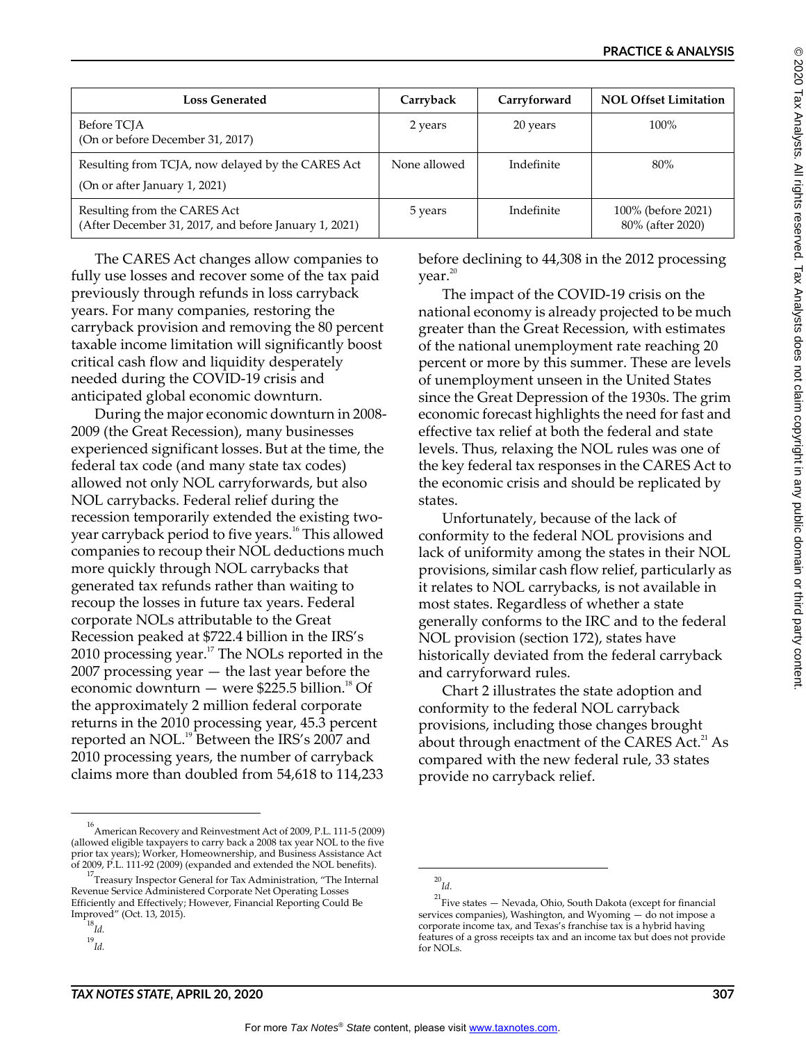| Loss Generated | Carryback | Carryforward | NOL Offset Limitation |
|---|---|---|---|
| Before TCJA (On or before December 31, 2017) | 2 years | 20 years | 100% |
| Resulting from TCJA, now delayed by the CARES Act (On or after January 1, 2021) | None allowed | Indefinite | 80% |
| Resulting from the CARES Act (After December 31, 2017, and before January 1, 2021) | 5 years | Indefinite | 100% (before 2021) 80% (after 2020) |

The CARES Act changes allow companies to fully use losses and recover some of the tax paid previously through refunds in loss carryback years. For many companies, restoring the carryback provision and removing the 80 percent taxable income limitation will significantly boost critical cash flow and liquidity desperately needed during the COVID-19 crisis and anticipated global economic downturn.

During the major economic downturn in 2008-2009 (the Great Recession), many businesses experienced significant losses. But at the time, the federal tax code (and many state tax codes) allowed not only NOL carryforwards, but also NOL carrybacks. Federal relief during the recession temporarily extended the existing two-year carryback period to five years.[16] This allowed companies to recoup their NOL deductions much more quickly through NOL carrybacks that generated tax refunds rather than waiting to recoup the losses in future tax years. Federal corporate NOLs attributable to the Great Recession peaked at $722.4 billion in the IRS's 2010 processing year.[17] The NOLs reported in the 2007 processing year — the last year before the economic downturn — were $225.5 billion.[18] Of the approximately 2 million federal corporate returns in the 2010 processing year, 45.3 percent reported an NOL.[19] Between the IRS's 2007 and 2010 processing years, the number of carryback claims more than doubled from 54,618 to 114,233 before declining to 44,308 in the 2012 processing year.[20]

The impact of the COVID-19 crisis on the national economy is already projected to be much greater than the Great Recession, with estimates of the national unemployment rate reaching 20 percent or more by this summer. These are levels of unemployment unseen in the United States since the Great Depression of the 1930s. The grim economic forecast highlights the need for fast and effective tax relief at both the federal and state levels. Thus, relaxing the NOL rules was one of the key federal tax responses in the CARES Act to the economic crisis and should be replicated by states.

Unfortunately, because of the lack of conformity to the federal NOL provisions and lack of uniformity among the states in their NOL provisions, similar cash flow relief, particularly as it relates to NOL carrybacks, is not available in most states. Regardless of whether a state generally conforms to the IRC and to the federal NOL provision (section 172), states have historically deviated from the federal carryback and carryforward rules.

Chart 2 illustrates the state adoption and conformity to the federal NOL carryback provisions, including those changes brought about through enactment of the CARES Act.[21] As compared with the new federal rule, 33 states provide no carryback relief.

---

[16] American Recovery and Reinvestment Act of 2009, P.L. 111-5 (2009) (allowed eligible taxpayers to carry back a 2008 tax year NOL to the five prior tax years); Worker, Homeownership, and Business Assistance Act of 2009, P.L. 111-92 (2009) (expanded and extended the NOL benefits).

[17] Treasury Inspector General for Tax Administration, "The Internal Revenue Service Administered Corporate Net Operating Losses Efficiently and Effectively; However, Financial Reporting Could Be Improved" (Oct. 13, 2015).

[18] *Id.*

[19] *Id.*

[20] *Id.*

[21] Five states — Nevada, Ohio, South Dakota (except for financial services companies), Washington, and Wyoming — do not impose a corporate income tax, and Texas's franchise tax is a hybrid having features of a gross receipts tax and an income tax but does not provide for NOLs.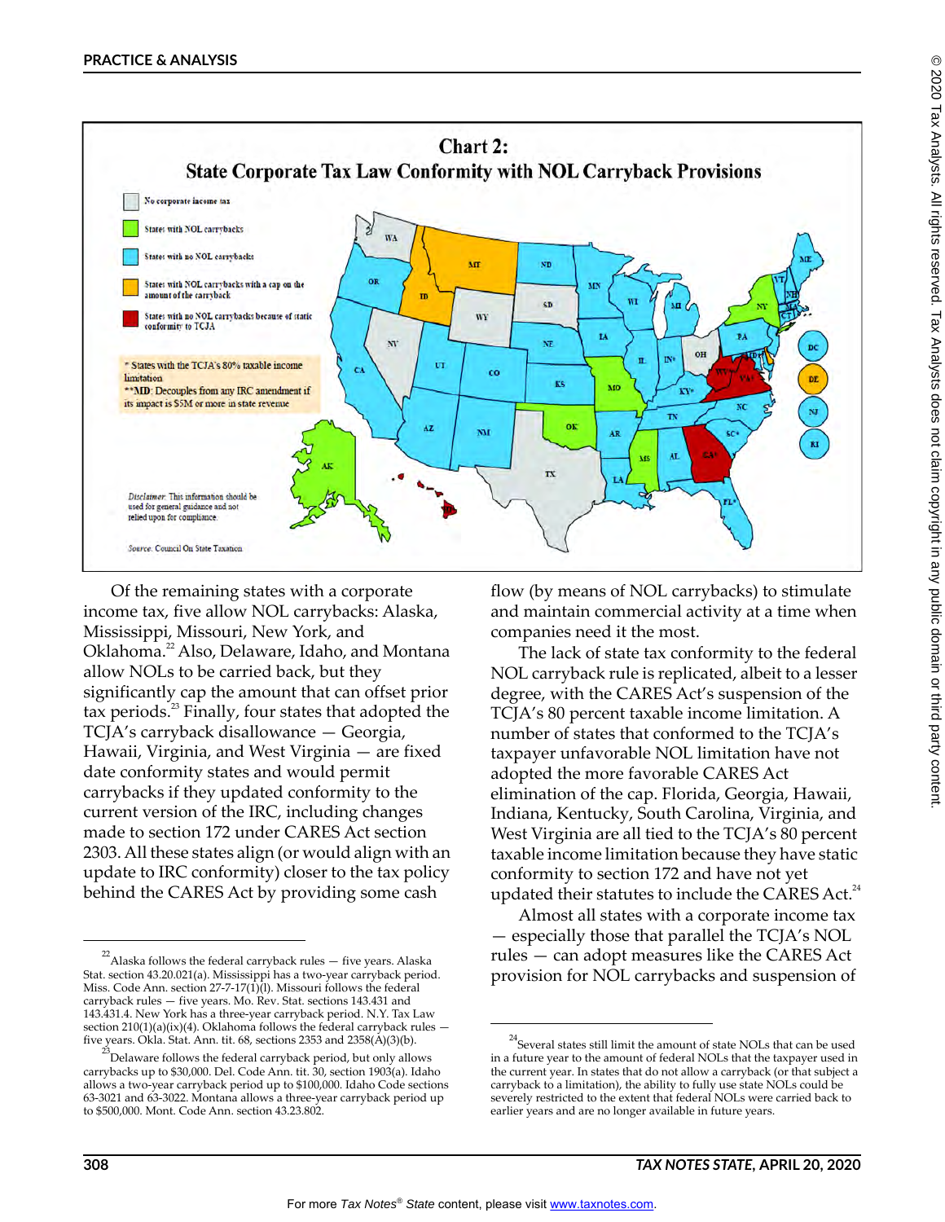**Chart 2: State Corporate Tax Law Conformity with NOL Carryback Provisions**

- No corporate income tax
- States with NOL carrybacks
- States with no NOL carrybacks
- States with NOL carrybacks with a cap on the amount of the carryback
- States with no NOL carrybacks because of static conformity to TCJA

\* States with the TCJA's 80% taxable income limitation
\*\*MD: Decouples from any IRC amendment if its impact is $5M or more in state revenue

*Disclaimer:* This information should be used for general guidance and not relied upon for compliance.

*Source:* Council On State Taxation

Of the remaining states with a corporate income tax, five allow NOL carrybacks: Alaska, Mississippi, Missouri, New York, and Oklahoma.[22] Also, Delaware, Idaho, and Montana allow NOLs to be carried back, but they significantly cap the amount that can offset prior tax periods.[23] Finally, four states that adopted the TCJA's carryback disallowance — Georgia, Hawaii, Virginia, and West Virginia — are fixed date conformity states and would permit carrybacks if they updated conformity to the current version of the IRC, including changes made to section 172 under CARES Act section 2303. All these states align (or would align with an update to IRC conformity) closer to the tax policy behind the CARES Act by providing some cash flow (by means of NOL carrybacks) to stimulate and maintain commercial activity at a time when companies need it the most.

The lack of state tax conformity to the federal NOL carryback rule is replicated, albeit to a lesser degree, with the CARES Act's suspension of the TCJA's 80 percent taxable income limitation. A number of states that conformed to the TCJA's taxpayer unfavorable NOL limitation have not adopted the more favorable CARES Act elimination of the cap. Florida, Georgia, Hawaii, Indiana, Kentucky, South Carolina, Virginia, and West Virginia are all tied to the TCJA's 80 percent taxable income limitation because they have static conformity to section 172 and have not yet updated their statutes to include the CARES Act.[24]

Almost all states with a corporate income tax — especially those that parallel the TCJA's NOL rules — can adopt measures like the CARES Act provision for NOL carrybacks and suspension of

---

[22] Alaska follows the federal carryback rules — five years. Alaska Stat. section 43.20.021(a). Mississippi has a two-year carryback period. Miss. Code Ann. section 27-7-17(1)(l). Missouri follows the federal carryback rules — five years. Mo. Rev. Stat. sections 143.431 and 143.431.4. New York has a three-year carryback period. N.Y. Tax Law section 210(1)(a)(ix)(4). Oklahoma follows the federal carryback rules — five years. Okla. Stat. Ann. tit. 68, sections 2353 and 2358(A)(3)(b).

[23] Delaware follows the federal carryback period, but only allows carrybacks up to $30,000. Del. Code Ann. tit. 30, section 1903(a). Idaho allows a two-year carryback period up to $100,000. Idaho Code sections 63-3021 and 63-3022. Montana allows a three-year carryback period up to $500,000. Mont. Code Ann. section 43.23.802.

[24] Several states still limit the amount of state NOLs that can be used in a future year to the amount of federal NOLs that the taxpayer used in the current year. In states that do not allow a carryback (or that subject a carryback to a limitation), the ability to fully use state NOLs could be severely restricted to the extent that federal NOLs were carried back to earlier years and are no longer available in future years.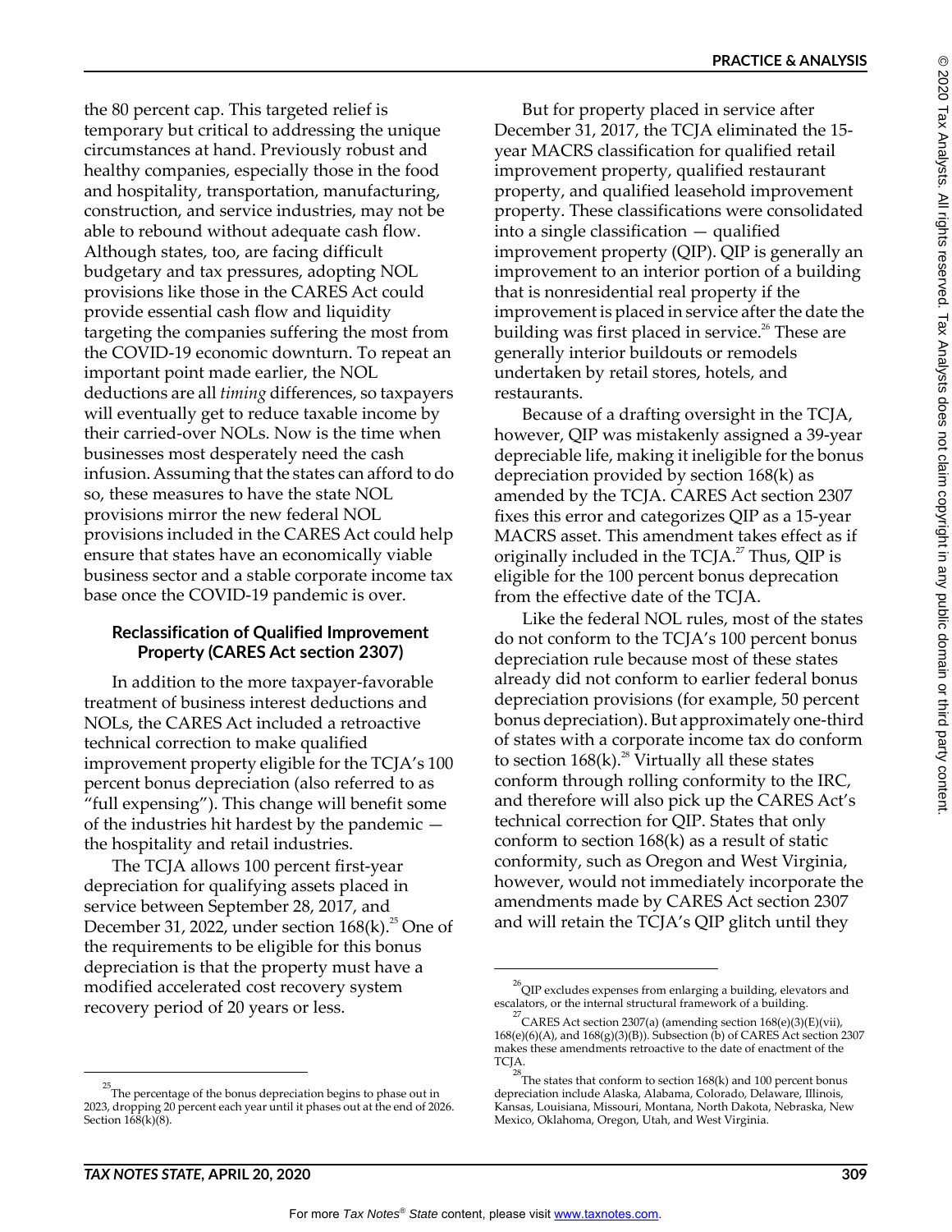the 80 percent cap. This targeted relief is temporary but critical to addressing the unique circumstances at hand. Previously robust and healthy companies, especially those in the food and hospitality, transportation, manufacturing, construction, and service industries, may not be able to rebound without adequate cash flow. Although states, too, are facing difficult budgetary and tax pressures, adopting NOL provisions like those in the CARES Act could provide essential cash flow and liquidity targeting the companies suffering the most from the COVID-19 economic downturn. To repeat an important point made earlier, the NOL deductions are all *timing* differences, so taxpayers will eventually get to reduce taxable income by their carried-over NOLs. Now is the time when businesses most desperately need the cash infusion. Assuming that the states can afford to do so, these measures to have the state NOL provisions mirror the new federal NOL provisions included in the CARES Act could help ensure that states have an economically viable business sector and a stable corporate income tax base once the COVID-19 pandemic is over.

### Reclassification of Qualified Improvement Property (CARES Act section 2307)

In addition to the more taxpayer-favorable treatment of business interest deductions and NOLs, the CARES Act included a retroactive technical correction to make qualified improvement property eligible for the TCJA's 100 percent bonus depreciation (also referred to as "full expensing"). This change will benefit some of the industries hit hardest by the pandemic — the hospitality and retail industries.

The TCJA allows 100 percent first-year depreciation for qualifying assets placed in service between September 28, 2017, and December 31, 2022, under section 168(k).[25] One of the requirements to be eligible for this bonus depreciation is that the property must have a modified accelerated cost recovery system recovery period of 20 years or less.

But for property placed in service after December 31, 2017, the TCJA eliminated the 15-year MACRS classification for qualified retail improvement property, qualified restaurant property, and qualified leasehold improvement property. These classifications were consolidated into a single classification — qualified improvement property (QIP). QIP is generally an improvement to an interior portion of a building that is nonresidential real property if the improvement is placed in service after the date the building was first placed in service.[26] These are generally interior buildouts or remodels undertaken by retail stores, hotels, and restaurants.

Because of a drafting oversight in the TCJA, however, QIP was mistakenly assigned a 39-year depreciable life, making it ineligible for the bonus depreciation provided by section 168(k) as amended by the TCJA. CARES Act section 2307 fixes this error and categorizes QIP as a 15-year MACRS asset. This amendment takes effect as if originally included in the TCJA.[27] Thus, QIP is eligible for the 100 percent bonus deprecation from the effective date of the TCJA.

Like the federal NOL rules, most of the states do not conform to the TCJA's 100 percent bonus depreciation rule because most of these states already did not conform to earlier federal bonus depreciation provisions (for example, 50 percent bonus depreciation). But approximately one-third of states with a corporate income tax do conform to section 168(k).[28] Virtually all these states conform through rolling conformity to the IRC, and therefore will also pick up the CARES Act's technical correction for QIP. States that only conform to section 168(k) as a result of static conformity, such as Oregon and West Virginia, however, would not immediately incorporate the amendments made by CARES Act section 2307 and will retain the TCJA's QIP glitch until they

---

[25] The percentage of the bonus depreciation begins to phase out in 2023, dropping 20 percent each year until it phases out at the end of 2026. Section 168(k)(8).

[26] QIP excludes expenses from enlarging a building, elevators and escalators, or the internal structural framework of a building.

[27] CARES Act section 2307(a) (amending section 168(e)(3)(E)(vii), 168(e)(6)(A), and 168(g)(3)(B)). Subsection (b) of CARES Act section 2307 makes these amendments retroactive to the date of enactment of the TCJA.

[28] The states that conform to section 168(k) and 100 percent bonus depreciation include Alaska, Alabama, Colorado, Delaware, Illinois, Kansas, Louisiana, Missouri, Montana, North Dakota, Nebraska, New Mexico, Oklahoma, Oregon, Utah, and West Virginia.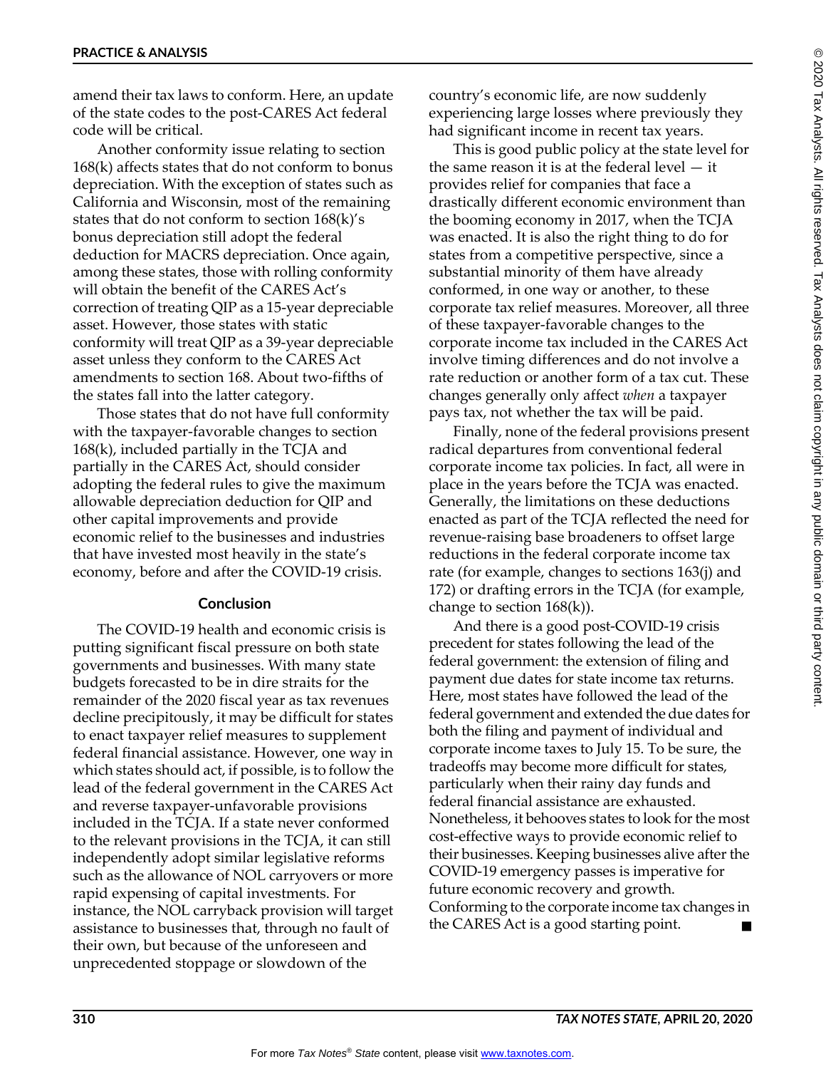amend their tax laws to conform. Here, an update of the state codes to the post-CARES Act federal code will be critical.

Another conformity issue relating to section 168(k) affects states that do not conform to bonus depreciation. With the exception of states such as California and Wisconsin, most of the remaining states that do not conform to section 168(k)'s bonus depreciation still adopt the federal deduction for MACRS depreciation. Once again, among these states, those with rolling conformity will obtain the benefit of the CARES Act's correction of treating QIP as a 15-year depreciable asset. However, those states with static conformity will treat QIP as a 39-year depreciable asset unless they conform to the CARES Act amendments to section 168. About two-fifths of the states fall into the latter category.

Those states that do not have full conformity with the taxpayer-favorable changes to section 168(k), included partially in the TCJA and partially in the CARES Act, should consider adopting the federal rules to give the maximum allowable depreciation deduction for QIP and other capital improvements and provide economic relief to the businesses and industries that have invested most heavily in the state's economy, before and after the COVID-19 crisis.

## Conclusion

The COVID-19 health and economic crisis is putting significant fiscal pressure on both state governments and businesses. With many state budgets forecasted to be in dire straits for the remainder of the 2020 fiscal year as tax revenues decline precipitously, it may be difficult for states to enact taxpayer relief measures to supplement federal financial assistance. However, one way in which states should act, if possible, is to follow the lead of the federal government in the CARES Act and reverse taxpayer-unfavorable provisions included in the TCJA. If a state never conformed to the relevant provisions in the TCJA, it can still independently adopt similar legislative reforms such as the allowance of NOL carryovers or more rapid expensing of capital investments. For instance, the NOL carryback provision will target assistance to businesses that, through no fault of their own, but because of the unforeseen and unprecedented stoppage or slowdown of the country's economic life, are now suddenly experiencing large losses where previously they had significant income in recent tax years.

This is good public policy at the state level for the same reason it is at the federal level — it provides relief for companies that face a drastically different economic environment than the booming economy in 2017, when the TCJA was enacted. It is also the right thing to do for states from a competitive perspective, since a substantial minority of them have already conformed, in one way or another, to these corporate tax relief measures. Moreover, all three of these taxpayer-favorable changes to the corporate income tax included in the CARES Act involve timing differences and do not involve a rate reduction or another form of a tax cut. These changes generally only affect *when* a taxpayer pays tax, not whether the tax will be paid.

Finally, none of the federal provisions present radical departures from conventional federal corporate income tax policies. In fact, all were in place in the years before the TCJA was enacted. Generally, the limitations on these deductions enacted as part of the TCJA reflected the need for revenue-raising base broadeners to offset large reductions in the federal corporate income tax rate (for example, changes to sections 163(j) and 172) or drafting errors in the TCJA (for example, change to section 168(k)).

And there is a good post-COVID-19 crisis precedent for states following the lead of the federal government: the extension of filing and payment due dates for state income tax returns. Here, most states have followed the lead of the federal government and extended the due dates for both the filing and payment of individual and corporate income taxes to July 15. To be sure, the tradeoffs may become more difficult for states, particularly when their rainy day funds and federal financial assistance are exhausted. Nonetheless, it behooves states to look for the most cost-effective ways to provide economic relief to their businesses. Keeping businesses alive after the COVID-19 emergency passes is imperative for future economic recovery and growth. Conforming to the corporate income tax changes in the CARES Act is a good starting point. ■